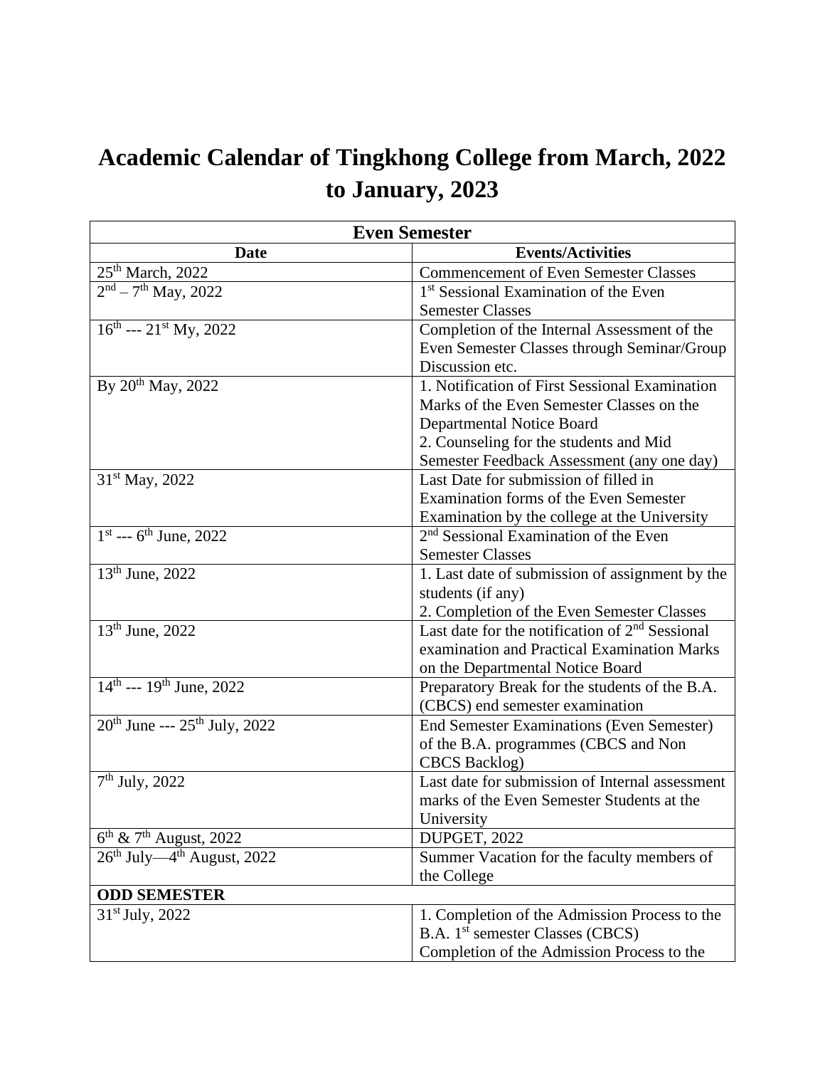# Academic Calendar of Tingkhong College from March, 2022 to January, 2023

| Even Semester | |
|---|---|
| **Date** | **Events/Activities** |
| 25th March, 2022 | Commencement of Even Semester Classes |
| 2nd – 7th May, 2022 | 1st Sessional Examination of the Even Semester Classes |
| 16th --- 21st My, 2022 | Completion of the Internal Assessment of the Even Semester Classes through Seminar/Group Discussion etc. |
| By 20th May, 2022 | 1. Notification of First Sessional Examination Marks of the Even Semester Classes on the Departmental Notice Board<br>2. Counseling for the students and Mid Semester Feedback Assessment (any one day) |
| 31st May, 2022 | Last Date for submission of filled in Examination forms of the Even Semester Examination by the college at the University |
| 1st --- 6th June, 2022 | 2nd Sessional Examination of the Even Semester Classes |
| 13th June, 2022 | 1. Last date of submission of assignment by the students (if any)<br>2. Completion of the Even Semester Classes |
| 13th June, 2022 | Last date for the notification of 2nd Sessional examination and Practical Examination Marks on the Departmental Notice Board |
| 14th --- 19th June, 2022 | Preparatory Break for the students of the B.A. (CBCS) end semester examination |
| 20th June --- 25th July, 2022 | End Semester Examinations (Even Semester) of the B.A. programmes (CBCS and Non CBCS Backlog) |
| 7th July, 2022 | Last date for submission of Internal assessment marks of the Even Semester Students at the University |
| 6th & 7th August, 2022 | DUPGET, 2022 |
| 26th July—4th August, 2022 | Summer Vacation for the faculty members of the College |
| **ODD SEMESTER** | |
| 31st July, 2022 | 1. Completion of the Admission Process to the B.A. 1st semester Classes (CBCS)<br>Completion of the Admission Process to the |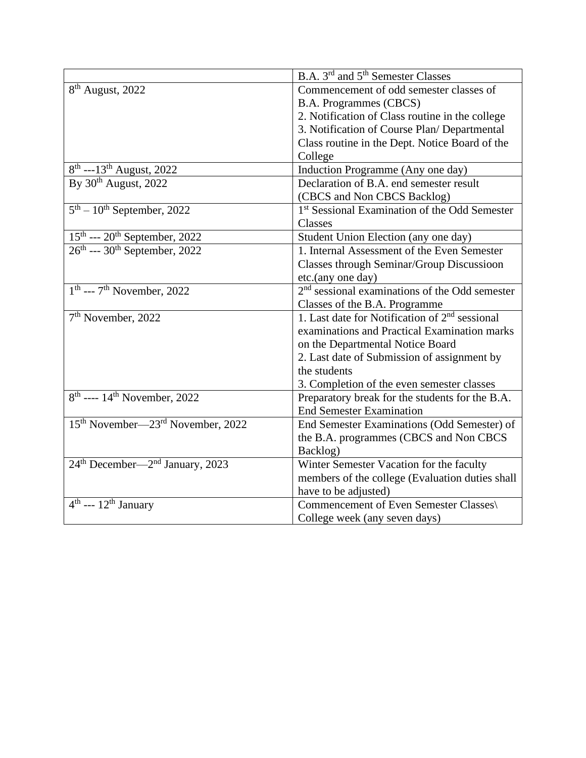| | B.A. 3rd and 5th Semester Classes |
|---|---|
| 8th August, 2022 | Commencement of odd semester classes of B.A. Programmes (CBCS)<br>2. Notification of Class routine in the college<br>3. Notification of Course Plan/ Departmental Class routine in the Dept. Notice Board of the College |
| 8th ---13th August, 2022 | Induction Programme (Any one day) |
| By 30th August, 2022 | Declaration of B.A. end semester result (CBCS and Non CBCS Backlog) |
| 5th – 10th September, 2022 | 1st Sessional Examination of the Odd Semester Classes |
| 15th --- 20th September, 2022 | Student Union Election (any one day) |
| 26th --- 30th September, 2022 | 1. Internal Assessment of the Even Semester Classes through Seminar/Group Discussioon etc.(any one day) |
| 1th --- 7th November, 2022 | 2nd sessional examinations of the Odd semester Classes of the B.A. Programme |
| 7th November, 2022 | 1. Last date for Notification of 2nd sessional examinations and Practical Examination marks on the Departmental Notice Board<br>2. Last date of Submission of assignment by the students<br>3. Completion of the even semester classes |
| 8th ---- 14th November, 2022 | Preparatory break for the students for the B.A. End Semester Examination |
| 15th November—23rd November, 2022 | End Semester Examinations (Odd Semester) of the B.A. programmes (CBCS and Non CBCS Backlog) |
| 24th December—2nd January, 2023 | Winter Semester Vacation for the faculty members of the college (Evaluation duties shall have to be adjusted) |
| 4th --- 12th January | Commencement of Even Semester Classes\ College week (any seven days) |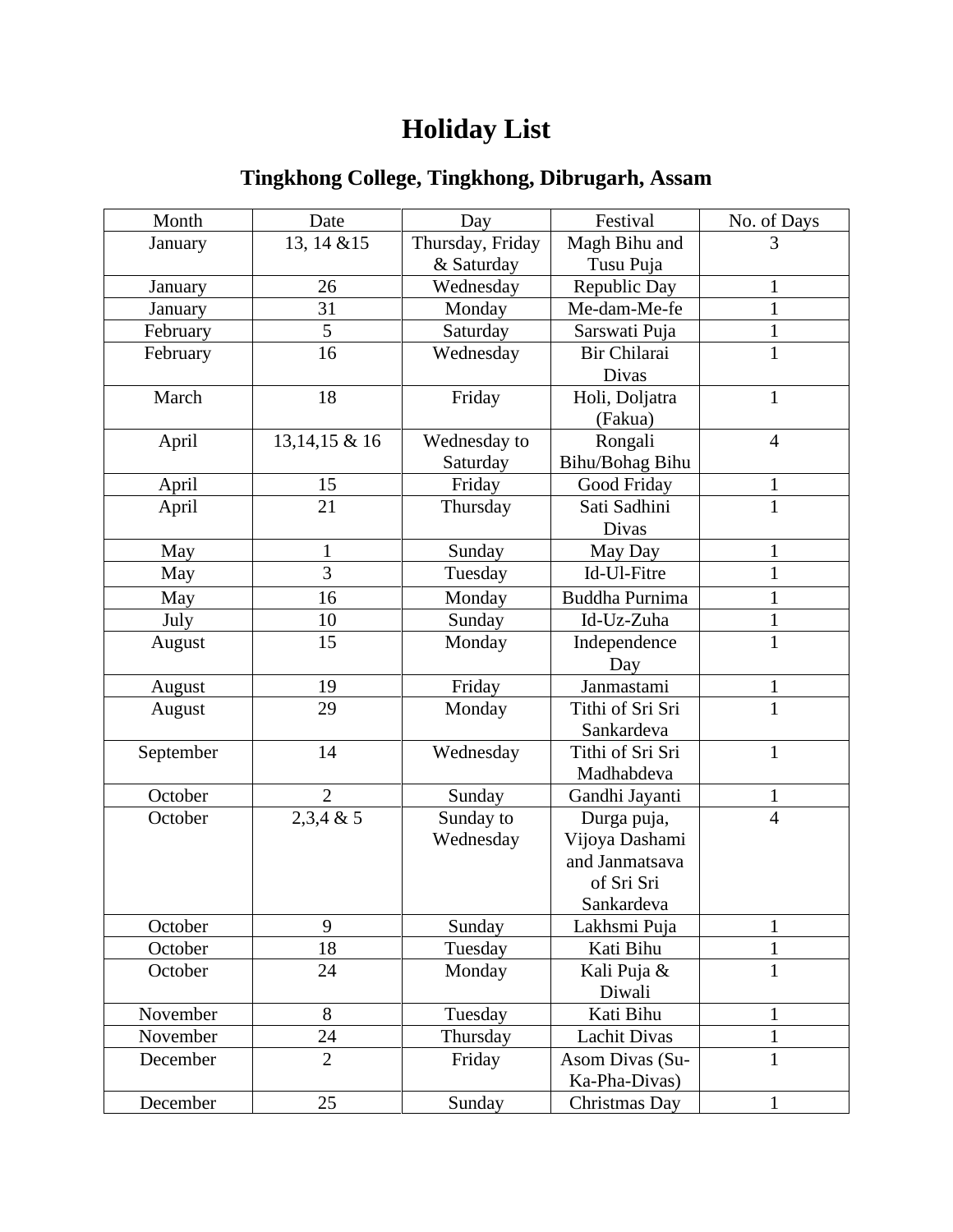# Holiday List

## Tingkhong College, Tingkhong, Dibrugarh, Assam

| Month | Date | Day | Festival | No. of Days |
|---|---|---|---|---|
| January | 13, 14 &15 | Thursday, Friday & Saturday | Magh Bihu and Tusu Puja | 3 |
| January | 26 | Wednesday | Republic Day | 1 |
| January | 31 | Monday | Me-dam-Me-fe | 1 |
| February | 5 | Saturday | Sarswati Puja | 1 |
| February | 16 | Wednesday | Bir Chilarai Divas | 1 |
| March | 18 | Friday | Holi, Doljatra (Fakua) | 1 |
| April | 13,14,15 & 16 | Wednesday to Saturday | Rongali Bihu/Bohag Bihu | 4 |
| April | 15 | Friday | Good Friday | 1 |
| April | 21 | Thursday | Sati Sadhini Divas | 1 |
| May | 1 | Sunday | May Day | 1 |
| May | 3 | Tuesday | Id-Ul-Fitre | 1 |
| May | 16 | Monday | Buddha Purnima | 1 |
| July | 10 | Sunday | Id-Uz-Zuha | 1 |
| August | 15 | Monday | Independence Day | 1 |
| August | 19 | Friday | Janmastami | 1 |
| August | 29 | Monday | Tithi of Sri Sri Sankardeva | 1 |
| September | 14 | Wednesday | Tithi of Sri Sri Madhabdeva | 1 |
| October | 2 | Sunday | Gandhi Jayanti | 1 |
| October | 2,3,4 & 5 | Sunday to Wednesday | Durga puja, Vijoya Dashami and Janmatsava of Sri Sri Sankardeva | 4 |
| October | 9 | Sunday | Lakhsmi Puja | 1 |
| October | 18 | Tuesday | Kati Bihu | 1 |
| October | 24 | Monday | Kali Puja & Diwali | 1 |
| November | 8 | Tuesday | Kati Bihu | 1 |
| November | 24 | Thursday | Lachit Divas | 1 |
| December | 2 | Friday | Asom Divas (Su-Ka-Pha-Divas) | 1 |
| December | 25 | Sunday | Christmas Day | 1 |